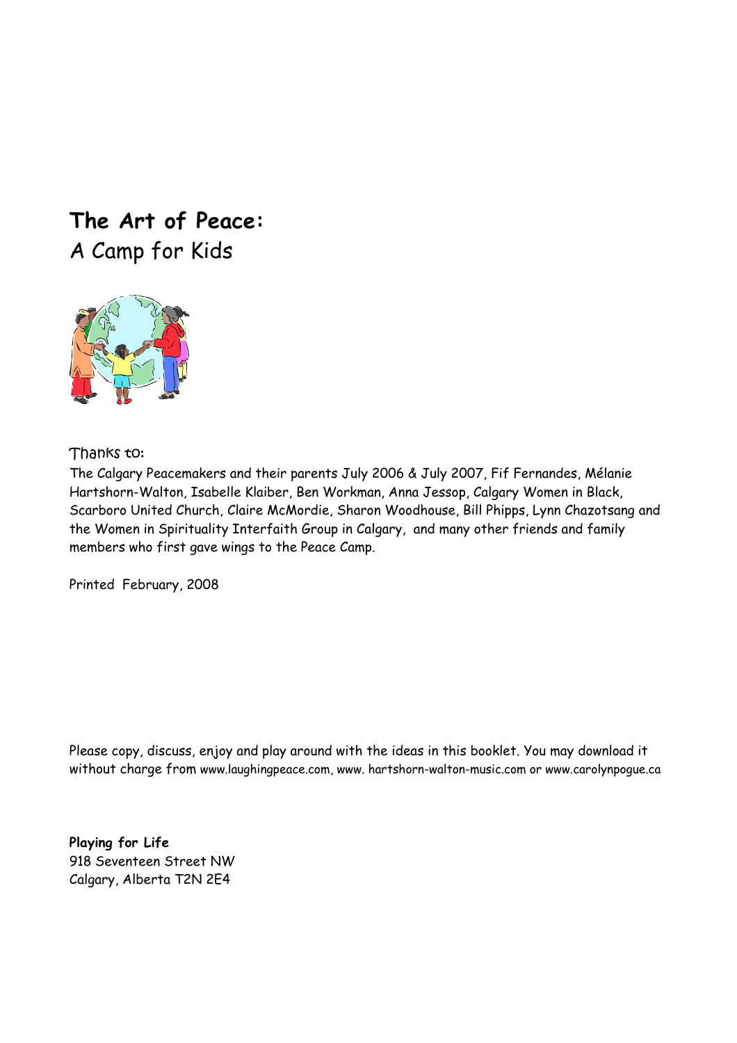# **The Art of Peace:**
## A Camp for Kids

Thanks to:

The Calgary Peacemakers and their parents July 2006 & July 2007, Fif Fernandes, Mélanie Hartshorn-Walton, Isabelle Klaiber, Ben Workman, Anna Jessop, Calgary Women in Black, Scarboro United Church, Claire McMordie, Sharon Woodhouse, Bill Phipps, Lynn Chazotsang and the Women in Spirituality Interfaith Group in Calgary, and many other friends and family members who first gave wings to the Peace Camp.

Printed February, 2008

Please copy, discuss, enjoy and play around with the ideas in this booklet. You may download it without charge from www.laughingpeace.com, www. hartshorn-walton-music.com or www.carolynpogue.ca

**Playing for Life**
918 Seventeen Street NW
Calgary, Alberta T2N 2E4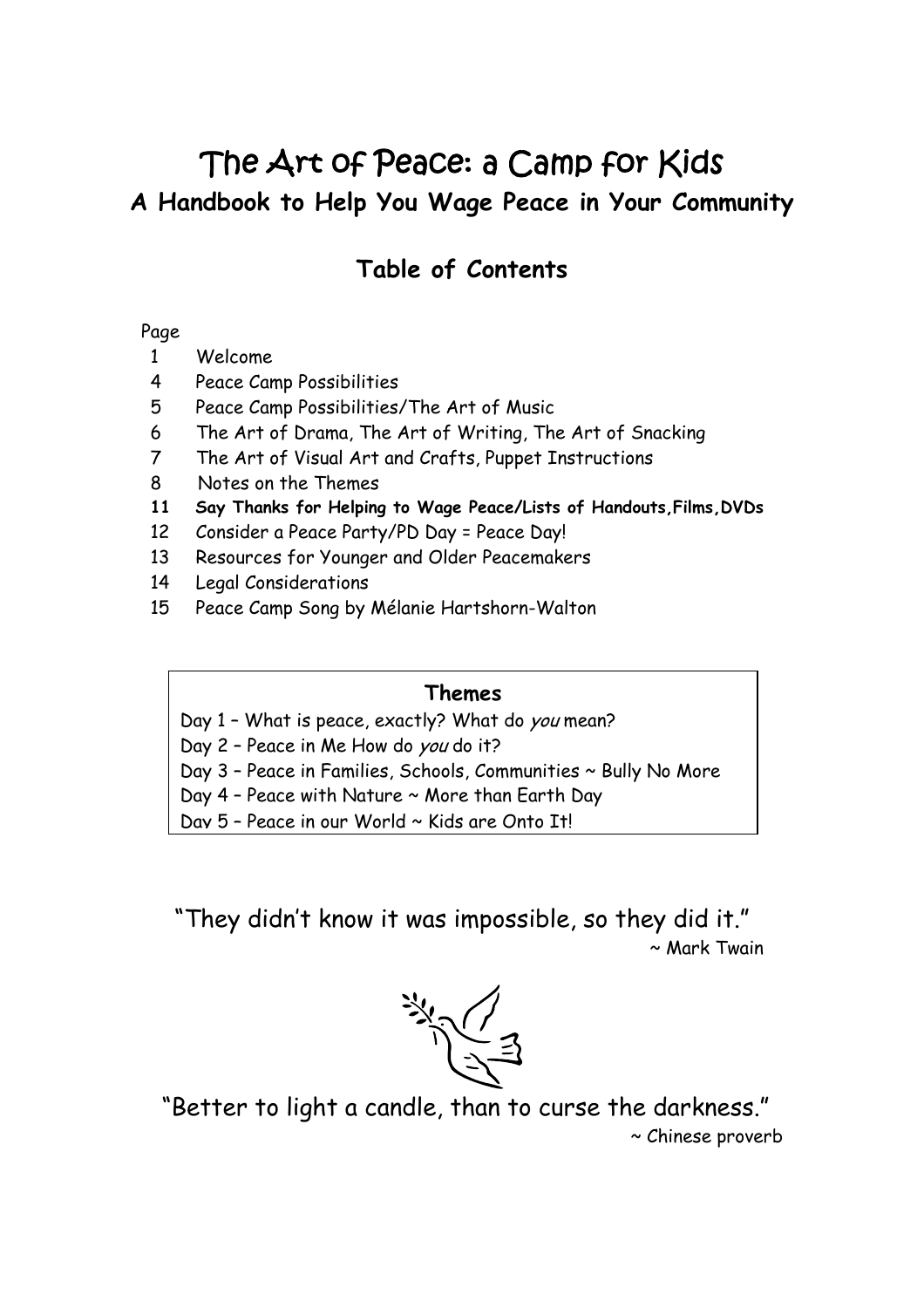# The Art of Peace: a Camp for Kids

## A Handbook to Help You Wage Peace in Your Community

### Table of Contents

| Page | |
|---|---|
| 1 | Welcome |
| 4 | Peace Camp Possibilities |
| 5 | Peace Camp Possibilities/The Art of Music |
| 6 | The Art of Drama, The Art of Writing, The Art of Snacking |
| 7 | The Art of Visual Art and Crafts, Puppet Instructions |
| 8 | Notes on the Themes |
| **11** | **Say Thanks for Helping to Wage Peace/Lists of Handouts,Films,DVDs** |
| 12 | Consider a Peace Party/PD Day = Peace Day! |
| 13 | Resources for Younger and Older Peacemakers |
| 14 | Legal Considerations |
| 15 | Peace Camp Song by Mélanie Hartshorn-Walton |

**Themes**

Day 1 – What is peace, exactly? What do *you* mean?
Day 2 – Peace in Me How do *you* do it?
Day 3 – Peace in Families, Schools, Communities ~ Bully No More
Day 4 – Peace with Nature ~ More than Earth Day
Day 5 – Peace in our World ~ Kids are Onto It!

"They didn't know it was impossible, so they did it."
~ Mark Twain

"Better to light a candle, than to curse the darkness."
~ Chinese proverb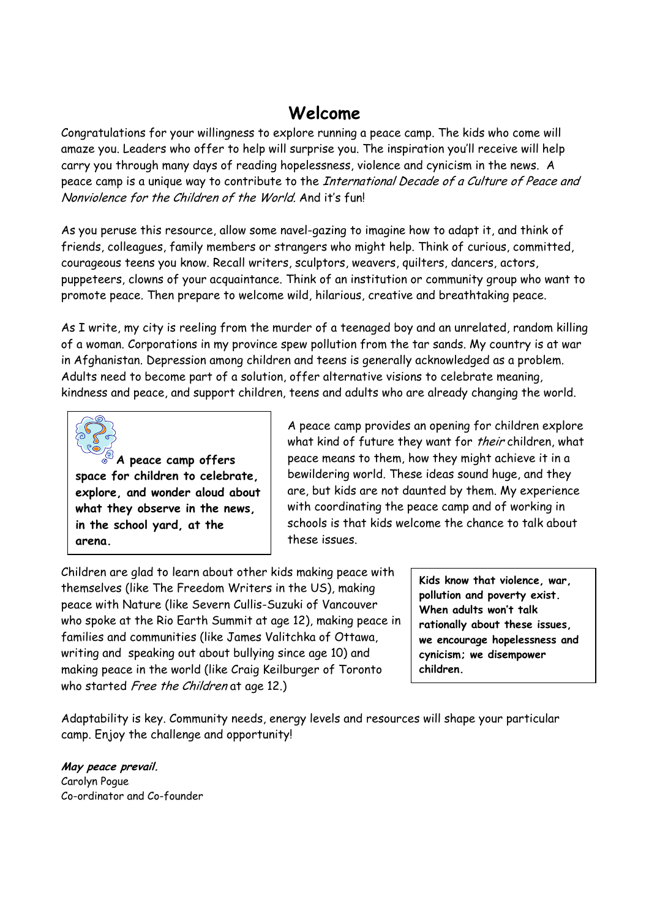# Welcome

Congratulations for your willingness to explore running a peace camp. The kids who come will amaze you. Leaders who offer to help will surprise you. The inspiration you'll receive will help carry you through many days of reading hopelessness, violence and cynicism in the news. A peace camp is a unique way to contribute to the *International Decade of a Culture of Peace and Nonviolence for the Children of the World*. And it's fun!

As you peruse this resource, allow some navel-gazing to imagine how to adapt it, and think of friends, colleagues, family members or strangers who might help. Think of curious, committed, courageous teens you know. Recall writers, sculptors, weavers, quilters, dancers, actors, puppeteers, clowns of your acquaintance. Think of an institution or community group who want to promote peace. Then prepare to welcome wild, hilarious, creative and breathtaking peace.

As I write, my city is reeling from the murder of a teenaged boy and an unrelated, random killing of a woman. Corporations in my province spew pollution from the tar sands. My country is at war in Afghanistan. Depression among children and teens is generally acknowledged as a problem. Adults need to become part of a solution, offer alternative visions to celebrate meaning, kindness and peace, and support children, teens and adults who are already changing the world.

**A peace camp offers space for children to celebrate, explore, and wonder aloud about what they observe in the news, in the school yard, at the arena.**

A peace camp provides an opening for children explore what kind of future they want for *their* children, what peace means to them, how they might achieve it in a bewildering world. These ideas sound huge, and they are, but kids are not daunted by them. My experience with coordinating the peace camp and of working in schools is that kids welcome the chance to talk about these issues.

Children are glad to learn about other kids making peace with themselves (like The Freedom Writers in the US), making peace with Nature (like Severn Cullis-Suzuki of Vancouver who spoke at the Rio Earth Summit at age 12), making peace in families and communities (like James Valitchka of Ottawa, writing and speaking out about bullying since age 10) and making peace in the world (like Craig Keilburger of Toronto who started *Free the Children* at age 12.)

**Kids know that violence, war, pollution and poverty exist. When adults won't talk rationally about these issues, we encourage hopelessness and cynicism; we disempower children.**

Adaptability is key. Community needs, energy levels and resources will shape your particular camp. Enjoy the challenge and opportunity!

***May peace prevail.***
Carolyn Pogue
Co-ordinator and Co-founder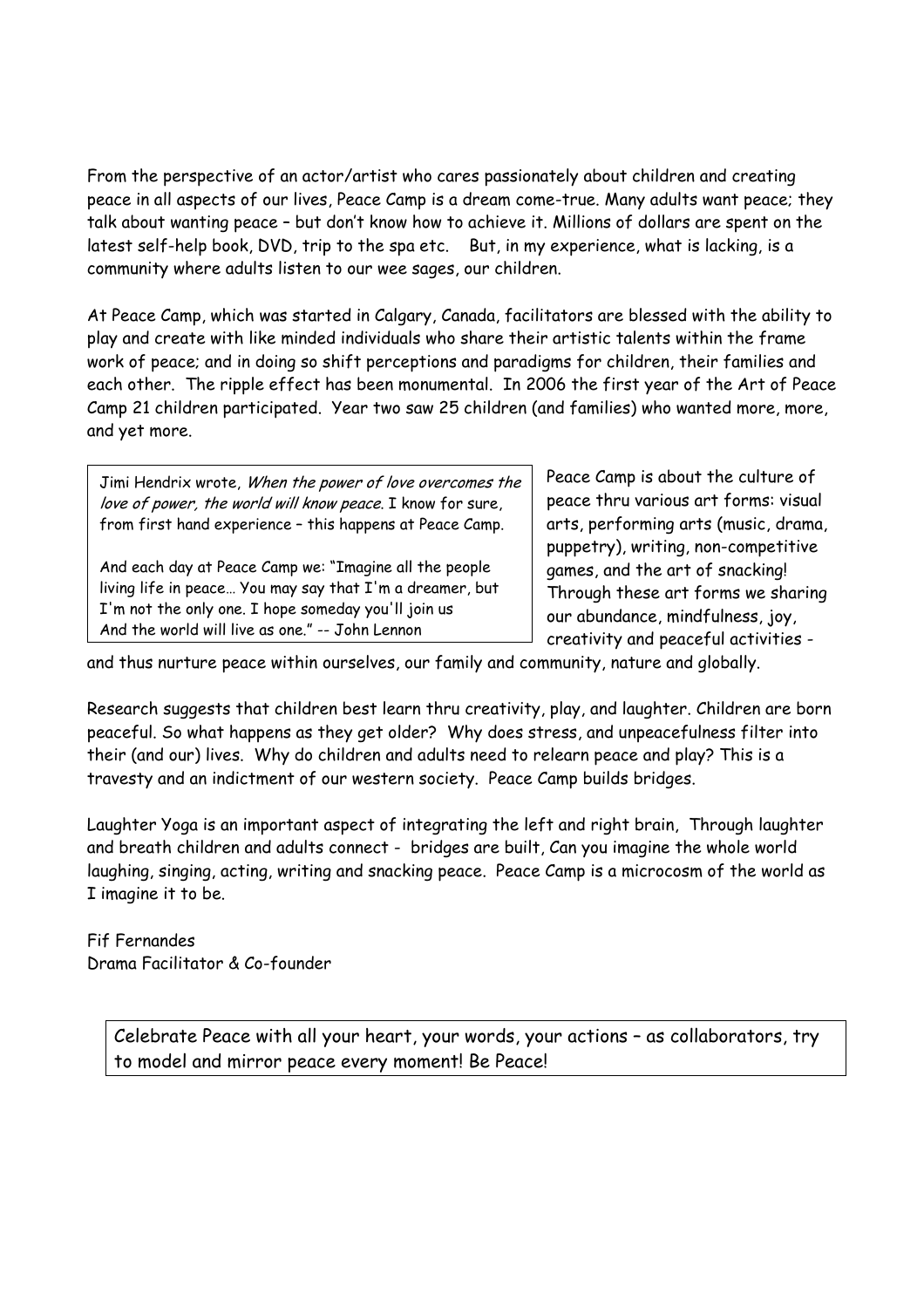From the perspective of an actor/artist who cares passionately about children and creating peace in all aspects of our lives, Peace Camp is a dream come-true. Many adults want peace; they talk about wanting peace – but don't know how to achieve it. Millions of dollars are spent on the latest self-help book, DVD, trip to the spa etc. But, in my experience, what is lacking, is a community where adults listen to our wee sages, our children.

At Peace Camp, which was started in Calgary, Canada, facilitators are blessed with the ability to play and create with like minded individuals who share their artistic talents within the frame work of peace; and in doing so shift perceptions and paradigms for children, their families and each other. The ripple effect has been monumental. In 2006 the first year of the Art of Peace Camp 21 children participated. Year two saw 25 children (and families) who wanted more, more, and yet more.

> Jimi Hendrix wrote, *When the power of love overcomes the love of power, the world will know peace*. I know for sure, from first hand experience – this happens at Peace Camp.
>
> And each day at Peace Camp we: "Imagine all the people living life in peace… You may say that I'm a dreamer, but I'm not the only one. I hope someday you'll join us And the world will live as one." -- John Lennon

Peace Camp is about the culture of peace thru various art forms: visual arts, performing arts (music, drama, puppetry), writing, non-competitive games, and the art of snacking! Through these art forms we sharing our abundance, mindfulness, joy, creativity and peaceful activities - and thus nurture peace within ourselves, our family and community, nature and globally.

Research suggests that children best learn thru creativity, play, and laughter. Children are born peaceful. So what happens as they get older? Why does stress, and unpeacefulness filter into their (and our) lives. Why do children and adults need to relearn peace and play? This is a travesty and an indictment of our western society. Peace Camp builds bridges.

Laughter Yoga is an important aspect of integrating the left and right brain, Through laughter and breath children and adults connect - bridges are built, Can you imagine the whole world laughing, singing, acting, writing and snacking peace. Peace Camp is a microcosm of the world as I imagine it to be.

Fif Fernandes
Drama Facilitator & Co-founder

> Celebrate Peace with all your heart, your words, your actions – as collaborators, try to model and mirror peace every moment! Be Peace!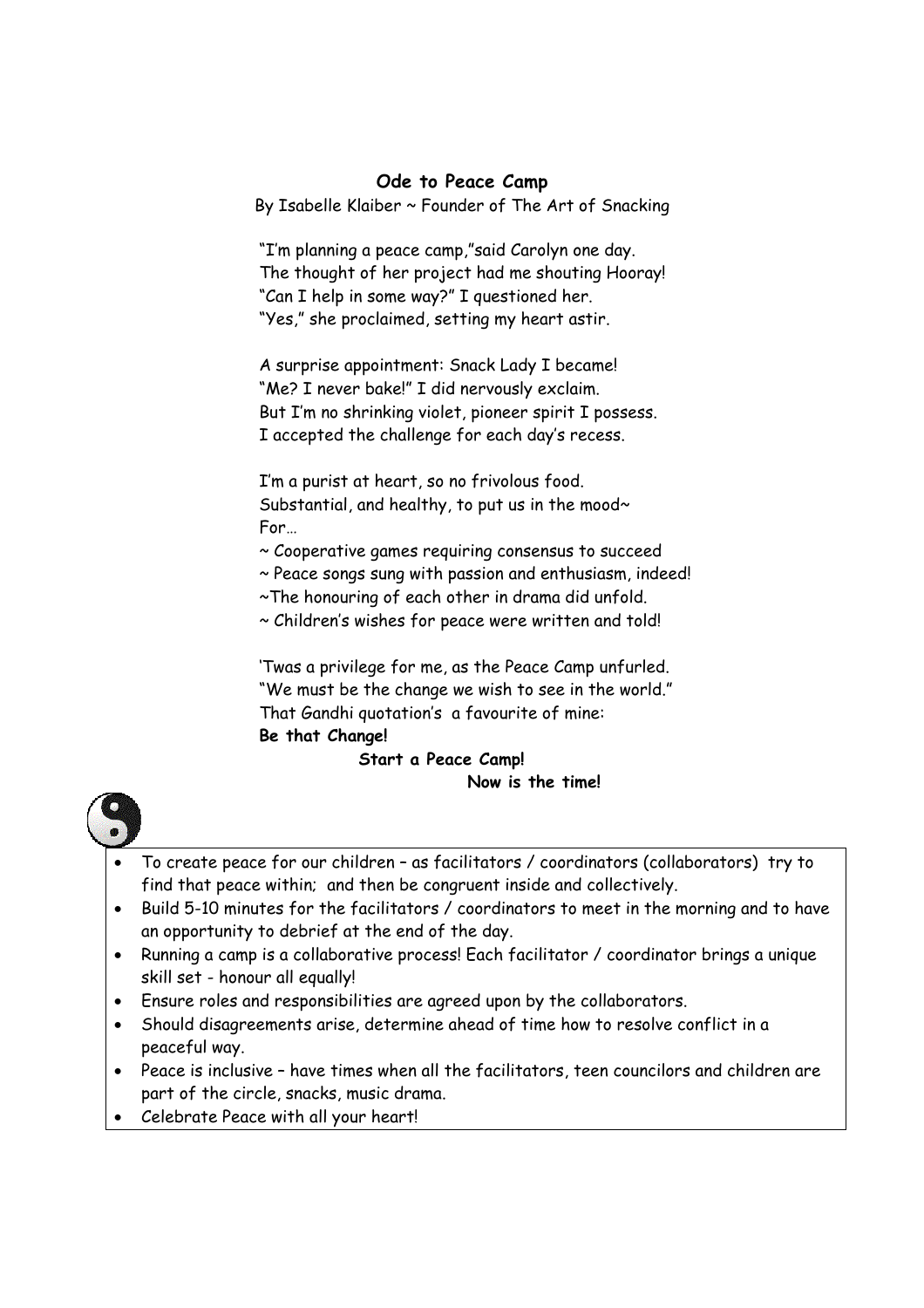## Ode to Peace Camp

By Isabelle Klaiber ~ Founder of The Art of Snacking

"I'm planning a peace camp,"said Carolyn one day.
The thought of her project had me shouting Hooray!
"Can I help in some way?" I questioned her.
"Yes," she proclaimed, setting my heart astir.

A surprise appointment: Snack Lady I became!
"Me? I never bake!" I did nervously exclaim.
But I'm no shrinking violet, pioneer spirit I possess.
I accepted the challenge for each day's recess.

I'm a purist at heart, so no frivolous food.
Substantial, and healthy, to put us in the mood~
For…
~ Cooperative games requiring consensus to succeed
~ Peace songs sung with passion and enthusiasm, indeed!
~The honouring of each other in drama did unfold.
~ Children's wishes for peace were written and told!

'Twas a privilege for me, as the Peace Camp unfurled.
"We must be the change we wish to see in the world."
That Gandhi quotation's a favourite of mine:
**Be that Change!**
**Start a Peace Camp!**
**Now is the time!**

- To create peace for our children – as facilitators / coordinators (collaborators) try to find that peace within; and then be congruent inside and collectively.
- Build 5-10 minutes for the facilitators / coordinators to meet in the morning and to have an opportunity to debrief at the end of the day.
- Running a camp is a collaborative process! Each facilitator / coordinator brings a unique skill set - honour all equally!
- Ensure roles and responsibilities are agreed upon by the collaborators.
- Should disagreements arise, determine ahead of time how to resolve conflict in a peaceful way.
- Peace is inclusive – have times when all the facilitators, teen councilors and children are part of the circle, snacks, music drama.
- Celebrate Peace with all your heart!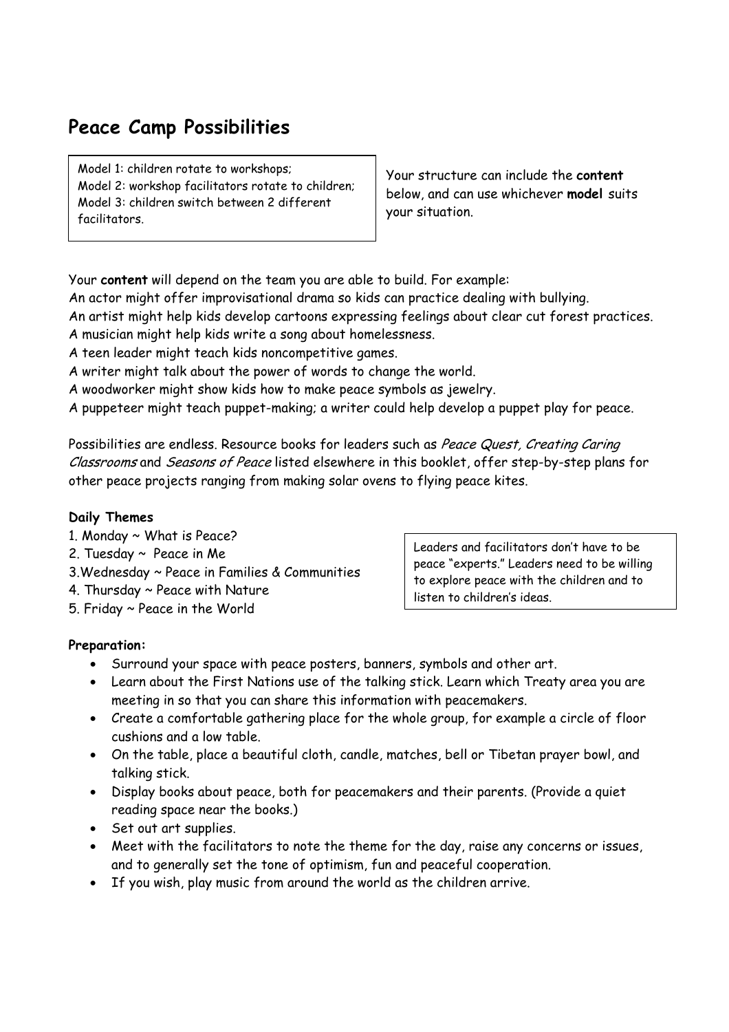## Peace Camp Possibilities

Model 1: children rotate to workshops;
Model 2: workshop facilitators rotate to children;
Model 3: children switch between 2 different facilitators.

Your structure can include the **content** below, and can use whichever **model** suits your situation.

Your **content** will depend on the team you are able to build. For example:
An actor might offer improvisational drama so kids can practice dealing with bullying.
An artist might help kids develop cartoons expressing feelings about clear cut forest practices.
A musician might help kids write a song about homelessness.
A teen leader might teach kids noncompetitive games.
A writer might talk about the power of words to change the world.
A woodworker might show kids how to make peace symbols as jewelry.
A puppeteer might teach puppet-making; a writer could help develop a puppet play for peace.

Possibilities are endless. Resource books for leaders such as *Peace Quest, Creating Caring Classrooms* and *Seasons of Peace* listed elsewhere in this booklet, offer step-by-step plans for other peace projects ranging from making solar ovens to flying peace kites.

**Daily Themes**

1. Monday ~ What is Peace?
2. Tuesday ~ Peace in Me
3. Wednesday ~ Peace in Families & Communities
4. Thursday ~ Peace with Nature
5. Friday ~ Peace in the World

Leaders and facilitators don't have to be peace "experts." Leaders need to be willing to explore peace with the children and to listen to children's ideas.

**Preparation:**

- Surround your space with peace posters, banners, symbols and other art.
- Learn about the First Nations use of the talking stick. Learn which Treaty area you are meeting in so that you can share this information with peacemakers.
- Create a comfortable gathering place for the whole group, for example a circle of floor cushions and a low table.
- On the table, place a beautiful cloth, candle, matches, bell or Tibetan prayer bowl, and talking stick.
- Display books about peace, both for peacemakers and their parents. (Provide a quiet reading space near the books.)
- Set out art supplies.
- Meet with the facilitators to note the theme for the day, raise any concerns or issues, and to generally set the tone of optimism, fun and peaceful cooperation.
- If you wish, play music from around the world as the children arrive.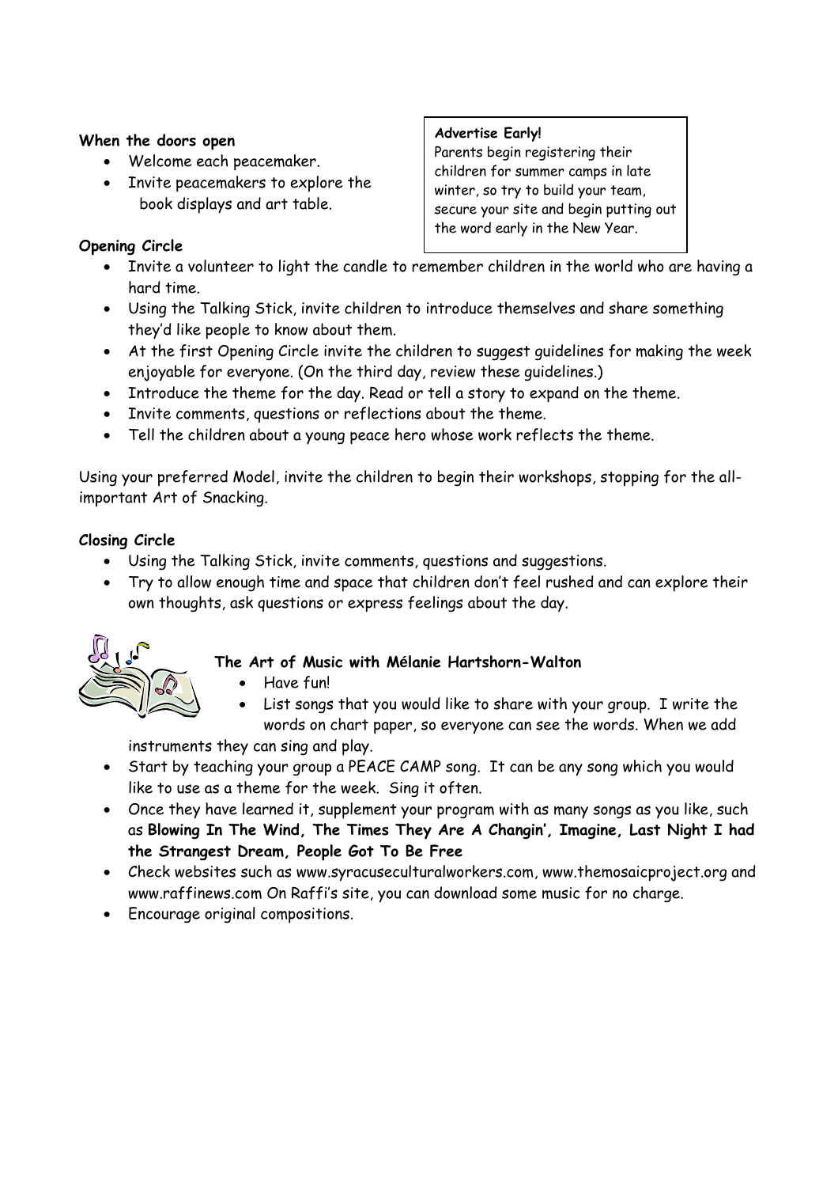**When the doors open**

- Welcome each peacemaker.
- Invite peacemakers to explore the book displays and art table.

**Advertise Early!**
Parents begin registering their children for summer camps in late winter, so try to build your team, secure your site and begin putting out the word early in the New Year.

**Opening Circle**

- Invite a volunteer to light the candle to remember children in the world who are having a hard time.
- Using the Talking Stick, invite children to introduce themselves and share something they'd like people to know about them.
- At the first Opening Circle invite the children to suggest guidelines for making the week enjoyable for everyone. (On the third day, review these guidelines.)
- Introduce the theme for the day. Read or tell a story to expand on the theme.
- Invite comments, questions or reflections about the theme.
- Tell the children about a young peace hero whose work reflects the theme.

Using your preferred Model, invite the children to begin their workshops, stopping for the all-important Art of Snacking.

**Closing Circle**

- Using the Talking Stick, invite comments, questions and suggestions.
- Try to allow enough time and space that children don't feel rushed and can explore their own thoughts, ask questions or express feelings about the day.

**The Art of Music with Mélanie Hartshorn-Walton**

- Have fun!
- List songs that you would like to share with your group. I write the words on chart paper, so everyone can see the words. When we add instruments they can sing and play.
- Start by teaching your group a PEACE CAMP song. It can be any song which you would like to use as a theme for the week. Sing it often.
- Once they have learned it, supplement your program with as many songs as you like, such as **Blowing In The Wind, The Times They Are A Changin', Imagine, Last Night I had the Strangest Dream, People Got To Be Free**
- Check websites such as www.syracuseculturalworkers.com, www.themosaicproject.org and www.raffinews.com On Raffi's site, you can download some music for no charge.
- Encourage original compositions.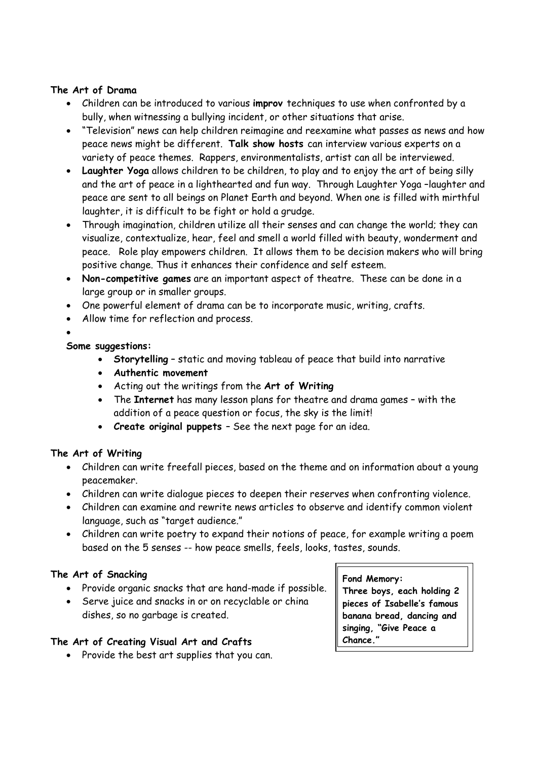**The Art of Drama**

- Children can be introduced to various **improv** techniques to use when confronted by a bully, when witnessing a bullying incident, or other situations that arise.
- "Television" news can help children reimagine and reexamine what passes as news and how peace news might be different. **Talk show hosts** can interview various experts on a variety of peace themes. Rappers, environmentalists, artist can all be interviewed.
- **Laughter Yoga** allows children to be children, to play and to enjoy the art of being silly and the art of peace in a lighthearted and fun way. Through Laughter Yoga –laughter and peace are sent to all beings on Planet Earth and beyond. When one is filled with mirthful laughter, it is difficult to be fight or hold a grudge.
- Through imagination, children utilize all their senses and can change the world; they can visualize, contextualize, hear, feel and smell a world filled with beauty, wonderment and peace. Role play empowers children. It allows them to be decision makers who will bring positive change. Thus it enhances their confidence and self esteem.
- **Non-competitive games** are an important aspect of theatre. These can be done in a large group or in smaller groups.
- One powerful element of drama can be to incorporate music, writing, crafts.
- Allow time for reflection and process.

**Some suggestions:**

- **Storytelling** – static and moving tableau of peace that build into narrative
- **Authentic movement**
- Acting out the writings from the **Art of Writing**
- The **Internet** has many lesson plans for theatre and drama games – with the addition of a peace question or focus, the sky is the limit!
- **Create original puppets** – See the next page for an idea.

**The Art of Writing**

- Children can write freefall pieces, based on the theme and on information about a young peacemaker.
- Children can write dialogue pieces to deepen their reserves when confronting violence.
- Children can examine and rewrite news articles to observe and identify common violent language, such as "target audience."
- Children can write poetry to expand their notions of peace, for example writing a poem based on the 5 senses -- how peace smells, feels, looks, tastes, sounds.

**The Art of Snacking**

- Provide organic snacks that are hand-made if possible.
- Serve juice and snacks in or on recyclable or china dishes, so no garbage is created.

**Fond Memory:**
**Three boys, each holding 2 pieces of Isabelle's famous banana bread, dancing and singing, "Give Peace a Chance."**

**The Art of Creating Visual Art and Crafts**

- Provide the best art supplies that you can.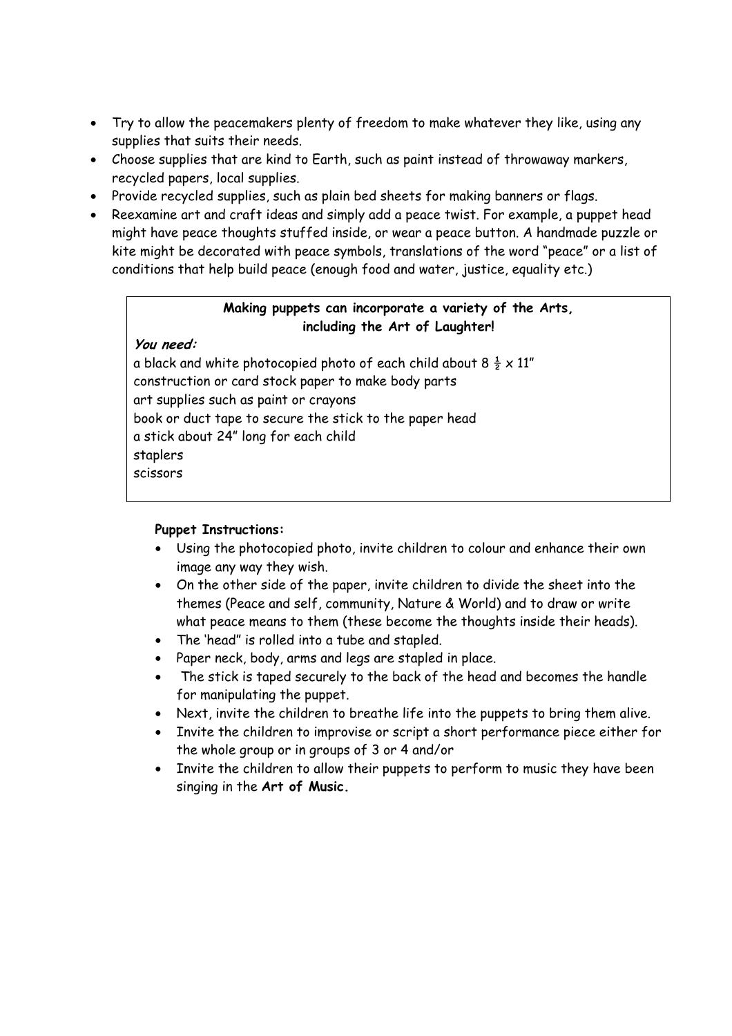- Try to allow the peacemakers plenty of freedom to make whatever they like, using any supplies that suits their needs.
- Choose supplies that are kind to Earth, such as paint instead of throwaway markers, recycled papers, local supplies.
- Provide recycled supplies, such as plain bed sheets for making banners or flags.
- Reexamine art and craft ideas and simply add a peace twist. For example, a puppet head might have peace thoughts stuffed inside, or wear a peace button. A handmade puzzle or kite might be decorated with peace symbols, translations of the word "peace" or a list of conditions that help build peace (enough food and water, justice, equality etc.)

**Making puppets can incorporate a variety of the Arts, including the Art of Laughter!**

***You need:***

a black and white photocopied photo of each child about 8 ½ x 11"
construction or card stock paper to make body parts
art supplies such as paint or crayons
book or duct tape to secure the stick to the paper head
a stick about 24" long for each child
staplers
scissors

**Puppet Instructions:**

- Using the photocopied photo, invite children to colour and enhance their own image any way they wish.
- On the other side of the paper, invite children to divide the sheet into the themes (Peace and self, community, Nature & World) and to draw or write what peace means to them (these become the thoughts inside their heads).
- The 'head" is rolled into a tube and stapled.
- Paper neck, body, arms and legs are stapled in place.
- The stick is taped securely to the back of the head and becomes the handle for manipulating the puppet.
- Next, invite the children to breathe life into the puppets to bring them alive.
- Invite the children to improvise or script a short performance piece either for the whole group or in groups of 3 or 4 and/or
- Invite the children to allow their puppets to perform to music they have been singing in the **Art of Music.**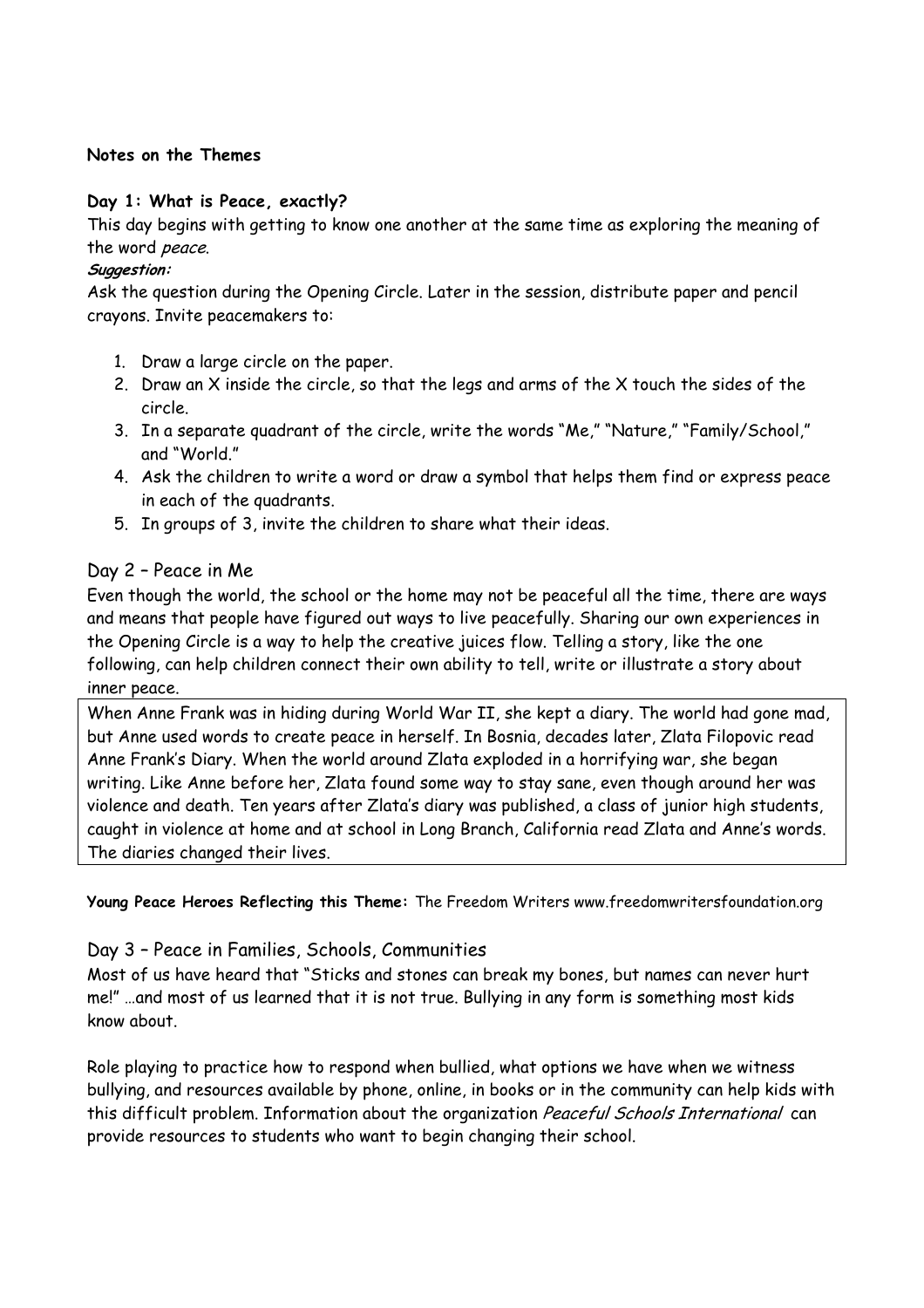**Notes on the Themes**

**Day 1: What is Peace, exactly?**

This day begins with getting to know one another at the same time as exploring the meaning of the word *peace*.

***Suggestion:***

Ask the question during the Opening Circle. Later in the session, distribute paper and pencil crayons. Invite peacemakers to:

1. Draw a large circle on the paper.
2. Draw an X inside the circle, so that the legs and arms of the X touch the sides of the circle.
3. In a separate quadrant of the circle, write the words "Me," "Nature," "Family/School," and "World."
4. Ask the children to write a word or draw a symbol that helps them find or express peace in each of the quadrants.
5. In groups of 3, invite the children to share what their ideas.

## Day 2 – Peace in Me

Even though the world, the school or the home may not be peaceful all the time, there are ways and means that people have figured out ways to live peacefully. Sharing our own experiences in the Opening Circle is a way to help the creative juices flow. Telling a story, like the one following, can help children connect their own ability to tell, write or illustrate a story about inner peace.

> When Anne Frank was in hiding during World War II, she kept a diary. The world had gone mad, but Anne used words to create peace in herself. In Bosnia, decades later, Zlata Filopovic read Anne Frank's Diary. When the world around Zlata exploded in a horrifying war, she began writing. Like Anne before her, Zlata found some way to stay sane, even though around her was violence and death. Ten years after Zlata's diary was published, a class of junior high students, caught in violence at home and at school in Long Branch, California read Zlata and Anne's words. The diaries changed their lives.

**Young Peace Heroes Reflecting this Theme:** The Freedom Writers www.freedomwritersfoundation.org

## Day 3 – Peace in Families, Schools, Communities

Most of us have heard that "Sticks and stones can break my bones, but names can never hurt me!" …and most of us learned that it is not true. Bullying in any form is something most kids know about.

Role playing to practice how to respond when bullied, what options we have when we witness bullying, and resources available by phone, online, in books or in the community can help kids with this difficult problem. Information about the organization *Peaceful Schools International* can provide resources to students who want to begin changing their school.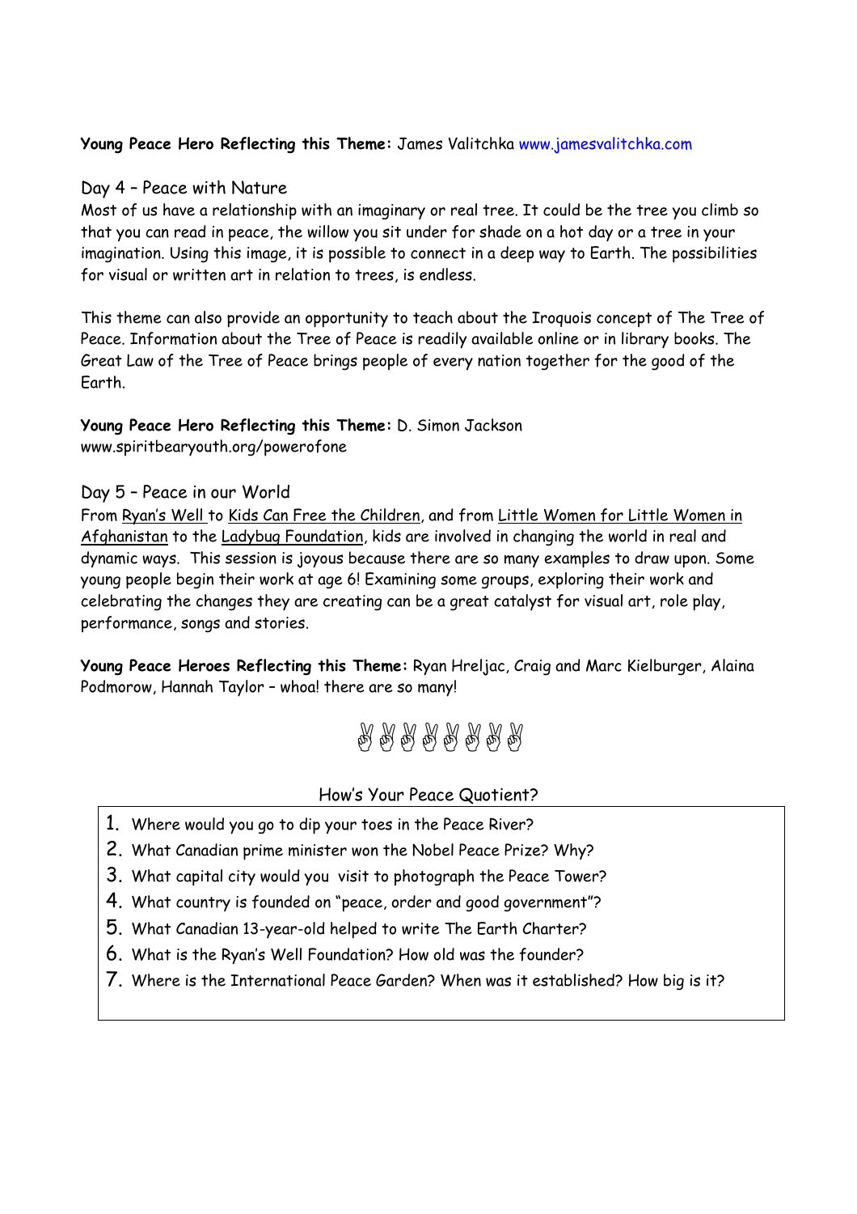**Young Peace Hero Reflecting this Theme:** James Valitchka www.jamesvalitchka.com

## Day 4 – Peace with Nature

Most of us have a relationship with an imaginary or real tree. It could be the tree you climb so that you can read in peace, the willow you sit under for shade on a hot day or a tree in your imagination. Using this image, it is possible to connect in a deep way to Earth. The possibilities for visual or written art in relation to trees, is endless.

This theme can also provide an opportunity to teach about the Iroquois concept of The Tree of Peace. Information about the Tree of Peace is readily available online or in library books. The Great Law of the Tree of Peace brings people of every nation together for the good of the Earth.

**Young Peace Hero Reflecting this Theme:** D. Simon Jackson www.spiritbearyouth.org/powerofone

## Day 5 – Peace in our World

From Ryan's Well to Kids Can Free the Children, and from Little Women for Little Women in Afghanistan to the Ladybug Foundation, kids are involved in changing the world in real and dynamic ways. This session is joyous because there are so many examples to draw upon. Some young people begin their work at age 6! Examining some groups, exploring their work and celebrating the changes they are creating can be a great catalyst for visual art, role play, performance, songs and stories.

**Young Peace Heroes Reflecting this Theme:** Ryan Hreljac, Craig and Marc Kielburger, Alaina Podmorow, Hannah Taylor – whoa! there are so many!

✌✌✌✌✌✌✌✌

## How's Your Peace Quotient?

1. Where would you go to dip your toes in the Peace River?
2. What Canadian prime minister won the Nobel Peace Prize? Why?
3. What capital city would you visit to photograph the Peace Tower?
4. What country is founded on "peace, order and good government"?
5. What Canadian 13-year-old helped to write The Earth Charter?
6. What is the Ryan's Well Foundation? How old was the founder?
7. Where is the International Peace Garden? When was it established? How big is it?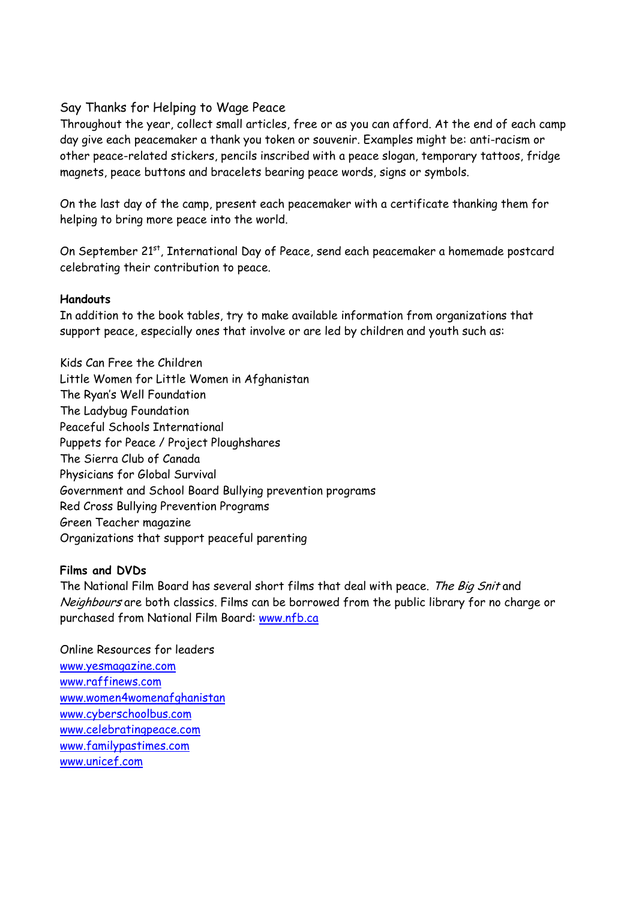Say Thanks for Helping to Wage Peace

Throughout the year, collect small articles, free or as you can afford. At the end of each camp day give each peacemaker a thank you token or souvenir. Examples might be: anti-racism or other peace-related stickers, pencils inscribed with a peace slogan, temporary tattoos, fridge magnets, peace buttons and bracelets bearing peace words, signs or symbols.

On the last day of the camp, present each peacemaker with a certificate thanking them for helping to bring more peace into the world.

On September 21st, International Day of Peace, send each peacemaker a homemade postcard celebrating their contribution to peace.

**Handouts**

In addition to the book tables, try to make available information from organizations that support peace, especially ones that involve or are led by children and youth such as:

Kids Can Free the Children
Little Women for Little Women in Afghanistan
The Ryan's Well Foundation
The Ladybug Foundation
Peaceful Schools International
Puppets for Peace / Project Ploughshares
The Sierra Club of Canada
Physicians for Global Survival
Government and School Board Bullying prevention programs
Red Cross Bullying Prevention Programs
Green Teacher magazine
Organizations that support peaceful parenting

**Films and DVDs**

The National Film Board has several short films that deal with peace. *The Big Snit* and *Neighbours* are both classics. Films can be borrowed from the public library for no charge or purchased from National Film Board: www.nfb.ca

Online Resources for leaders

www.yesmagazine.com
www.raffinews.com
www.women4womenafghanistan
www.cyberschoolbus.com
www.celebratingpeace.com
www.familypastimes.com
www.unicef.com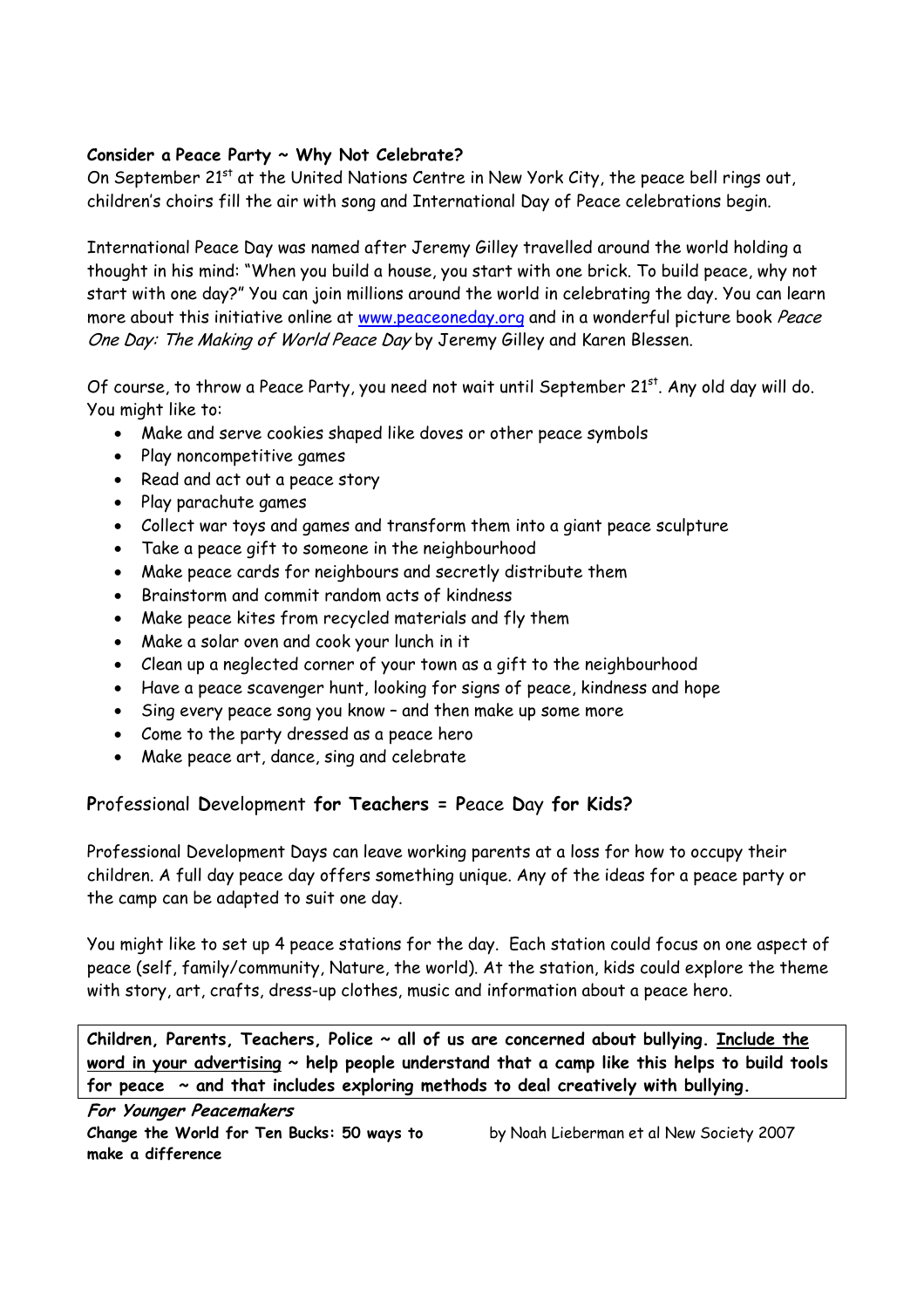**Consider a Peace Party ~ Why Not Celebrate?**
On September 21st at the United Nations Centre in New York City, the peace bell rings out, children's choirs fill the air with song and International Day of Peace celebrations begin.

International Peace Day was named after Jeremy Gilley travelled around the world holding a thought in his mind: "When you build a house, you start with one brick. To build peace, why not start with one day?" You can join millions around the world in celebrating the day. You can learn more about this initiative online at www.peaceoneday.org and in a wonderful picture book *Peace One Day: The Making of World Peace Day* by Jeremy Gilley and Karen Blessen.

Of course, to throw a Peace Party, you need not wait until September 21st. Any old day will do. You might like to:

- Make and serve cookies shaped like doves or other peace symbols
- Play noncompetitive games
- Read and act out a peace story
- Play parachute games
- Collect war toys and games and transform them into a giant peace sculpture
- Take a peace gift to someone in the neighbourhood
- Make peace cards for neighbours and secretly distribute them
- Brainstorm and commit random acts of kindness
- Make peace kites from recycled materials and fly them
- Make a solar oven and cook your lunch in it
- Clean up a neglected corner of your town as a gift to the neighbourhood
- Have a peace scavenger hunt, looking for signs of peace, kindness and hope
- Sing every peace song you know – and then make up some more
- Come to the party dressed as a peace hero
- Make peace art, dance, sing and celebrate

## Professional Development for Teachers = Peace Day for Kids?

Professional Development Days can leave working parents at a loss for how to occupy their children. A full day peace day offers something unique. Any of the ideas for a peace party or the camp can be adapted to suit one day.

You might like to set up 4 peace stations for the day. Each station could focus on one aspect of peace (self, family/community, Nature, the world). At the station, kids could explore the theme with story, art, crafts, dress-up clothes, music and information about a peace hero.

**Children, Parents, Teachers, Police ~ all of us are concerned about bullying. Include the word in your advertising ~ help people understand that a camp like this helps to build tools for peace ~ and that includes exploring methods to deal creatively with bullying.**

***For Younger Peacemakers***

**Change the World for Ten Bucks: 50 ways to make a difference** by Noah Lieberman et al New Society 2007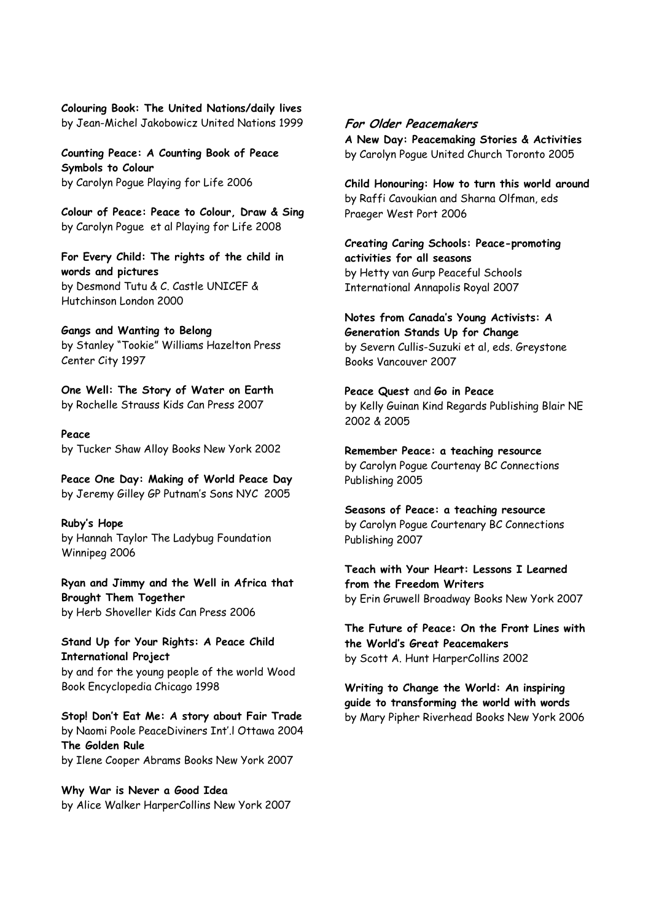**Colouring Book: The United Nations/daily lives**
by Jean-Michel Jakobowicz United Nations 1999

**Counting Peace: A Counting Book of Peace Symbols to Colour**
by Carolyn Pogue Playing for Life 2006

**Colour of Peace: Peace to Colour, Draw & Sing**
by Carolyn Pogue et al Playing for Life 2008

**For Every Child: The rights of the child in words and pictures**
by Desmond Tutu & C. Castle UNICEF & Hutchinson London 2000

**Gangs and Wanting to Belong**
by Stanley "Tookie" Williams Hazelton Press Center City 1997

**One Well: The Story of Water on Earth**
by Rochelle Strauss Kids Can Press 2007

**Peace**
by Tucker Shaw Alloy Books New York 2002

**Peace One Day: Making of World Peace Day**
by Jeremy Gilley GP Putnam's Sons NYC 2005

**Ruby's Hope**
by Hannah Taylor The Ladybug Foundation Winnipeg 2006

**Ryan and Jimmy and the Well in Africa that Brought Them Together**
by Herb Shoveller Kids Can Press 2006

**Stand Up for Your Rights: A Peace Child International Project**
by and for the young people of the world Wood Book Encyclopedia Chicago 1998

**Stop! Don't Eat Me: A story about Fair Trade**
by Naomi Poole PeaceDiviners Int'.l Ottawa 2004

**The Golden Rule**
by Ilene Cooper Abrams Books New York 2007

**Why War is Never a Good Idea**
by Alice Walker HarperCollins New York 2007

### *For Older Peacemakers*

**A New Day: Peacemaking Stories & Activities**
by Carolyn Pogue United Church Toronto 2005

**Child Honouring: How to turn this world around**
by Raffi Cavoukian and Sharna Olfman, eds Praeger West Port 2006

**Creating Caring Schools: Peace-promoting activities for all seasons**
by Hetty van Gurp Peaceful Schools International Annapolis Royal 2007

**Notes from Canada's Young Activists: A Generation Stands Up for Change**
by Severn Cullis-Suzuki et al, eds. Greystone Books Vancouver 2007

**Peace Quest** and **Go in Peace**
by Kelly Guinan Kind Regards Publishing Blair NE 2002 & 2005

**Remember Peace: a teaching resource**
by Carolyn Pogue Courtenay BC Connections Publishing 2005

**Seasons of Peace: a teaching resource**
by Carolyn Pogue Courtenary BC Connections Publishing 2007

**Teach with Your Heart: Lessons I Learned from the Freedom Writers**
by Erin Gruwell Broadway Books New York 2007

**The Future of Peace: On the Front Lines with the World's Great Peacemakers**
by Scott A. Hunt HarperCollins 2002

**Writing to Change the World: An inspiring guide to transforming the world with words**
by Mary Pipher Riverhead Books New York 2006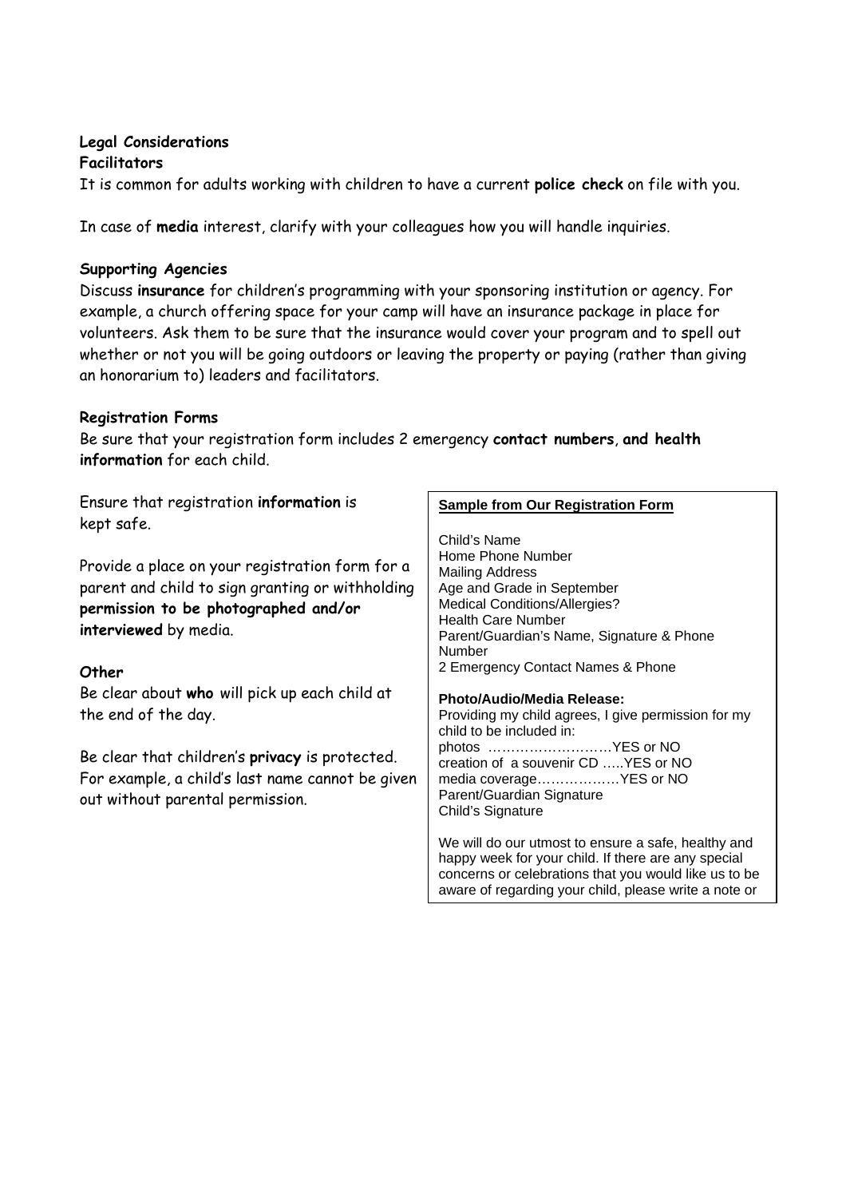**Legal Considerations**

**Facilitators**

It is common for adults working with children to have a current **police check** on file with you.

In case of **media** interest, clarify with your colleagues how you will handle inquiries.

**Supporting Agencies**

Discuss **insurance** for children's programming with your sponsoring institution or agency. For example, a church offering space for your camp will have an insurance package in place for volunteers. Ask them to be sure that the insurance would cover your program and to spell out whether or not you will be going outdoors or leaving the property or paying (rather than giving an honorarium to) leaders and facilitators.

**Registration Forms**

Be sure that your registration form includes 2 emergency **contact numbers**, **and health information** for each child.

Ensure that registration **information** is kept safe.

Provide a place on your registration form for a parent and child to sign granting or withholding **permission to be photographed and/or interviewed** by media.

**Other**

Be clear about **who** will pick up each child at the end of the day.

Be clear that children's **privacy** is protected. For example, a child's last name cannot be given out without parental permission.

---

**Sample from Our Registration Form**

Child's Name
Home Phone Number
Mailing Address
Age and Grade in September
Medical Conditions/Allergies?
Health Care Number
Parent/Guardian's Name, Signature & Phone Number
2 Emergency Contact Names & Phone

**Photo/Audio/Media Release:**
Providing my child agrees, I give permission for my child to be included in:
photos ………………………YES or NO
creation of a souvenir CD …..YES or NO
media coverage………………YES or NO
Parent/Guardian Signature
Child's Signature

We will do our utmost to ensure a safe, healthy and happy week for your child. If there are any special concerns or celebrations that you would like us to be aware of regarding your child, please write a note or

---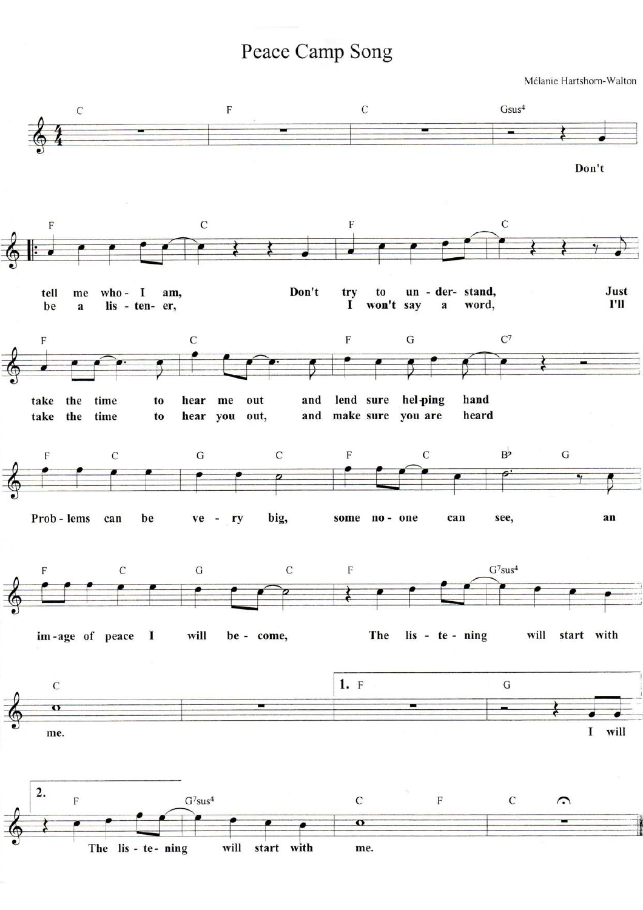# Peace Camp Song

Mélanie Hartshorn-Walton

Don't

tell me who - I am, Don't try to un - der- stand, Just take the time to hear me out and lend sure hel-ping hand

be a lis - ten- er, I won't say a word, I'll take the time to hear you out, and make sure you are heard

Prob - lems can be ve - ry big, some no - one can see, an im-age of peace I will be - come, The lis - te - ning will start with me.

1. I will

2. The lis - te- ning will start with me.